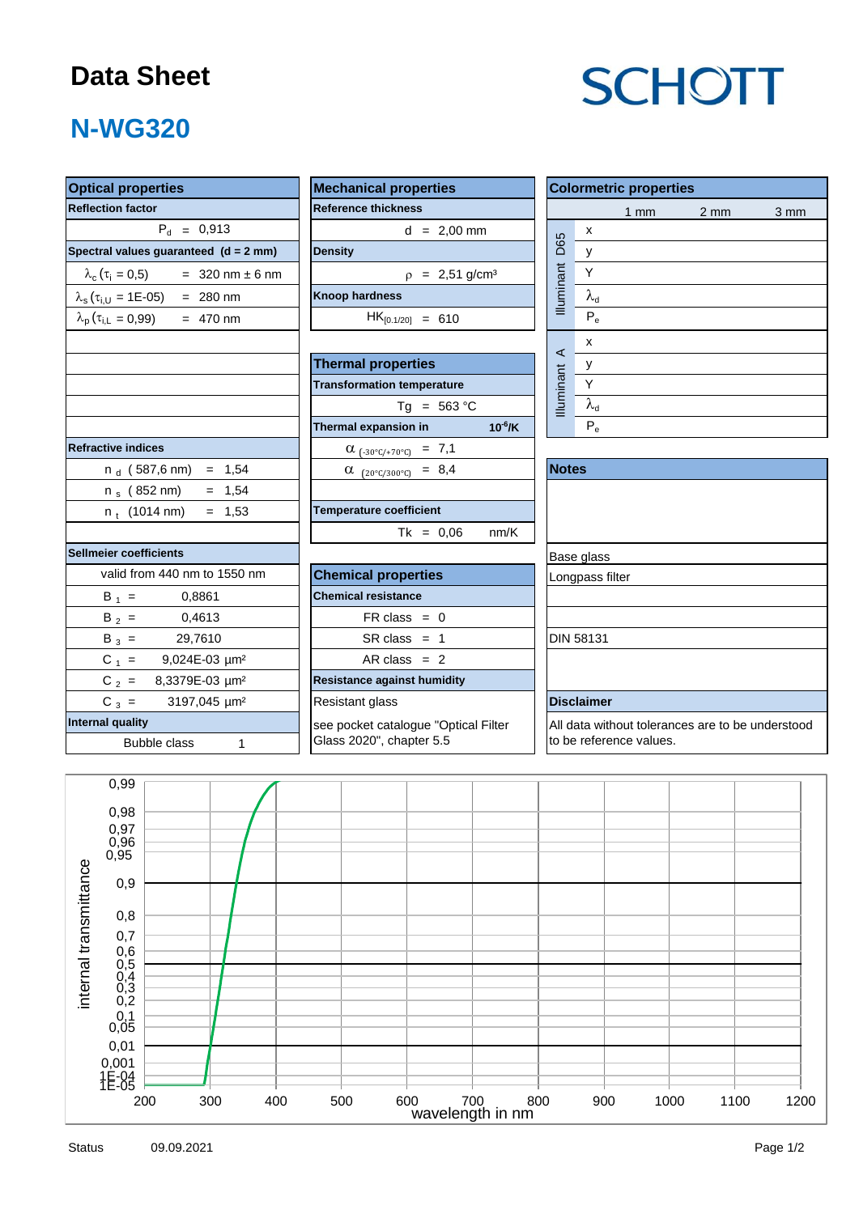# Data Sheet

SCHOTT

## N-WG320

### Optical properties

| Reflection factor | |
|---|---|
| $P_d$ = 0,913 | |

| Spectral values guaranteed (d = 2 mm) | |
|---|---|
| $\lambda_c$ ($\tau_i$ = 0,5) | = 320 nm ± 6 nm |
| $\lambda_s$ ($\tau_{i,U}$ = 1E-05) | = 280 nm |
| $\lambda_p$ ($\tau_{i,L}$ = 0,99) | = 470 nm |

| Refractive indices | |
|---|---|
| $n_d$ (587,6 nm) | = 1,54 |
| $n_s$ (852 nm) | = 1,54 |
| $n_t$ (1014 nm) | = 1,53 |

| Sellmeier coefficients | |
|---|---|
| valid from 440 nm to 1550 nm | |
| $B_1$ = | 0,8861 |
| $B_2$ = | 0,4613 |
| $B_3$ = | 29,7610 |
| $C_1$ = | 9,024E-03 µm² |
| $C_2$ = | 8,3379E-03 µm² |
| $C_3$ = | 3197,045 µm² |

| Internal quality | |
|---|---|
| Bubble class | 1 |

### Mechanical properties

| Reference thickness | |
|---|---|
| d = 2,00 mm | |
| **Density** | |
| $\rho$ = 2,51 g/cm³ | |
| **Knoop hardness** | |
| $HK_{[0.1/20]}$ = 610 | |

### Thermal properties

| Transformation temperature | |
|---|---|
| Tg = 563 °C | |
| **Thermal expansion in** | **$10^{-6}$/K** |
| $\alpha_{(-30°C/+70°C)}$ = 7,1 | |
| $\alpha_{(20°C/300°C)}$ = 8,4 | |
| **Temperature coefficient** | |
| Tk = 0,06 | nm/K |

### Chemical properties

| Chemical resistance |
|---|
| FR class = 0 |
| SR class = 1 |
| AR class = 2 |
| **Resistance against humidity** |
| Resistant glass |
| see pocket catalogue "Optical Filter Glass 2020", chapter 5.5 |

### Colormetric properties

| | | 1 mm | 2 mm | 3 mm |
|---|---|---|---|---|
| Illuminant D65 | x | | | |
| | y | | | |
| | Y | | | |
| | $\lambda_d$ | | | |
| | $P_e$ | | | |
| Illuminant A | x | | | |
| | y | | | |
| | Y | | | |
| | $\lambda_d$ | | | |
| | $P_e$ | | | |

### Notes

Base glass

Longpass filter

DIN 58131

### Disclaimer

All data without tolerances are to be understood to be reference values.

Status 09.09.2021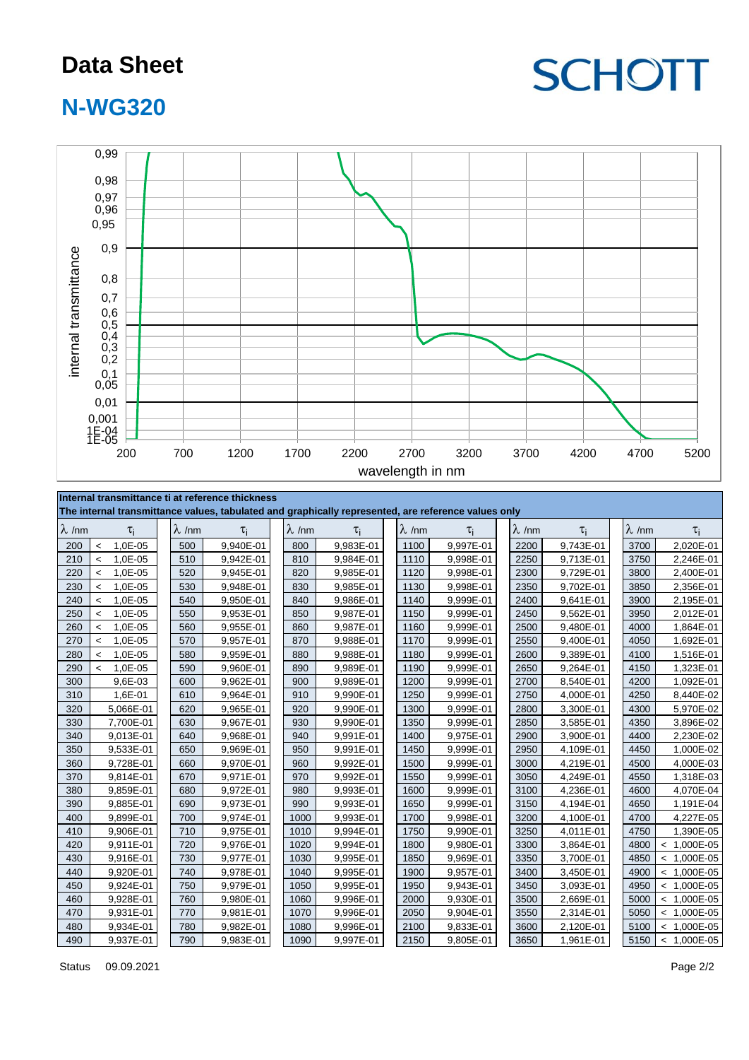# Data Sheet

SCHOTT

## N-WG320

internal transmittance

0,99
0,98
0,97
0,96
0,95
0,9
0,8
0,7
0,6
0,5
0,4
0,3
0,2
0,1
0,05
0,01
0,001
1E-04
1E-05

200 700 1200 1700 2200 2700 3200 3700 4200 4700 5200

wavelength in nm

**Internal transmittance ti at reference thickness**

**The internal transmittance values, tabulated and graphically represented, are reference values only**

| λ /nm | $\tau_i$ | λ /nm | $\tau_i$ | λ /nm | $\tau_i$ | λ /nm | $\tau_i$ | λ /nm | $\tau_i$ | λ /nm | $\tau_i$ |
|---|---|---|---|---|---|---|---|---|---|---|---|
| 200 | < 1,0E-05 | 500 | 9,940E-01 | 800 | 9,983E-01 | 1100 | 9,997E-01 | 2200 | 9,743E-01 | 3700 | 2,020E-01 |
| 210 | < 1,0E-05 | 510 | 9,942E-01 | 810 | 9,984E-01 | 1110 | 9,998E-01 | 2250 | 9,713E-01 | 3750 | 2,246E-01 |
| 220 | < 1,0E-05 | 520 | 9,945E-01 | 820 | 9,985E-01 | 1120 | 9,998E-01 | 2300 | 9,729E-01 | 3800 | 2,400E-01 |
| 230 | < 1,0E-05 | 530 | 9,948E-01 | 830 | 9,985E-01 | 1130 | 9,998E-01 | 2350 | 9,702E-01 | 3850 | 2,356E-01 |
| 240 | < 1,0E-05 | 540 | 9,950E-01 | 840 | 9,986E-01 | 1140 | 9,999E-01 | 2400 | 9,641E-01 | 3900 | 2,195E-01 |
| 250 | < 1,0E-05 | 550 | 9,953E-01 | 850 | 9,987E-01 | 1150 | 9,999E-01 | 2450 | 9,562E-01 | 3950 | 2,012E-01 |
| 260 | < 1,0E-05 | 560 | 9,955E-01 | 860 | 9,987E-01 | 1160 | 9,999E-01 | 2500 | 9,480E-01 | 4000 | 1,864E-01 |
| 270 | < 1,0E-05 | 570 | 9,957E-01 | 870 | 9,988E-01 | 1170 | 9,999E-01 | 2550 | 9,400E-01 | 4050 | 1,692E-01 |
| 280 | < 1,0E-05 | 580 | 9,959E-01 | 880 | 9,988E-01 | 1180 | 9,999E-01 | 2600 | 9,389E-01 | 4100 | 1,516E-01 |
| 290 | < 1,0E-05 | 590 | 9,960E-01 | 890 | 9,989E-01 | 1190 | 9,999E-01 | 2650 | 9,264E-01 | 4150 | 1,323E-01 |
| 300 | 9,6E-03 | 600 | 9,962E-01 | 900 | 9,989E-01 | 1200 | 9,999E-01 | 2700 | 8,540E-01 | 4200 | 1,092E-01 |
| 310 | 1,6E-01 | 610 | 9,964E-01 | 910 | 9,990E-01 | 1250 | 9,999E-01 | 2750 | 4,000E-01 | 4250 | 8,440E-02 |
| 320 | 5,066E-01 | 620 | 9,965E-01 | 920 | 9,990E-01 | 1300 | 9,999E-01 | 2800 | 3,300E-01 | 4300 | 5,970E-02 |
| 330 | 7,700E-01 | 630 | 9,967E-01 | 930 | 9,990E-01 | 1350 | 9,999E-01 | 2850 | 3,585E-01 | 4350 | 3,896E-02 |
| 340 | 9,013E-01 | 640 | 9,968E-01 | 940 | 9,991E-01 | 1400 | 9,975E-01 | 2900 | 3,900E-01 | 4400 | 2,230E-02 |
| 350 | 9,533E-01 | 650 | 9,969E-01 | 950 | 9,991E-01 | 1450 | 9,999E-01 | 2950 | 4,109E-01 | 4450 | 1,000E-02 |
| 360 | 9,728E-01 | 660 | 9,970E-01 | 960 | 9,992E-01 | 1500 | 9,999E-01 | 3000 | 4,219E-01 | 4500 | 4,000E-03 |
| 370 | 9,814E-01 | 670 | 9,971E-01 | 970 | 9,992E-01 | 1550 | 9,999E-01 | 3050 | 4,249E-01 | 4550 | 1,318E-03 |
| 380 | 9,859E-01 | 680 | 9,972E-01 | 980 | 9,993E-01 | 1600 | 9,999E-01 | 3100 | 4,236E-01 | 4600 | 4,070E-04 |
| 390 | 9,885E-01 | 690 | 9,973E-01 | 990 | 9,993E-01 | 1650 | 9,999E-01 | 3150 | 4,194E-01 | 4650 | 1,191E-04 |
| 400 | 9,899E-01 | 700 | 9,974E-01 | 1000 | 9,993E-01 | 1700 | 9,998E-01 | 3200 | 4,100E-01 | 4700 | 4,227E-05 |
| 410 | 9,906E-01 | 710 | 9,975E-01 | 1010 | 9,994E-01 | 1750 | 9,990E-01 | 3250 | 4,011E-01 | 4750 | 1,390E-05 |
| 420 | 9,911E-01 | 720 | 9,976E-01 | 1020 | 9,994E-01 | 1800 | 9,980E-01 | 3300 | 3,864E-01 | 4800 | < 1,000E-05 |
| 430 | 9,916E-01 | 730 | 9,977E-01 | 1030 | 9,995E-01 | 1850 | 9,969E-01 | 3350 | 3,700E-01 | 4850 | < 1,000E-05 |
| 440 | 9,920E-01 | 740 | 9,978E-01 | 1040 | 9,995E-01 | 1900 | 9,957E-01 | 3400 | 3,450E-01 | 4900 | < 1,000E-05 |
| 450 | 9,924E-01 | 750 | 9,979E-01 | 1050 | 9,995E-01 | 1950 | 9,943E-01 | 3450 | 3,093E-01 | 4950 | < 1,000E-05 |
| 460 | 9,928E-01 | 760 | 9,980E-01 | 1060 | 9,996E-01 | 2000 | 9,930E-01 | 3500 | 2,669E-01 | 5000 | < 1,000E-05 |
| 470 | 9,931E-01 | 770 | 9,981E-01 | 1070 | 9,996E-01 | 2050 | 9,904E-01 | 3550 | 2,314E-01 | 5050 | < 1,000E-05 |
| 480 | 9,934E-01 | 780 | 9,982E-01 | 1080 | 9,996E-01 | 2100 | 9,833E-01 | 3600 | 2,120E-01 | 5100 | < 1,000E-05 |
| 490 | 9,937E-01 | 790 | 9,983E-01 | 1090 | 9,997E-01 | 2150 | 9,805E-01 | 3650 | 1,961E-01 | 5150 | < 1,000E-05 |

Status 09.09.2021